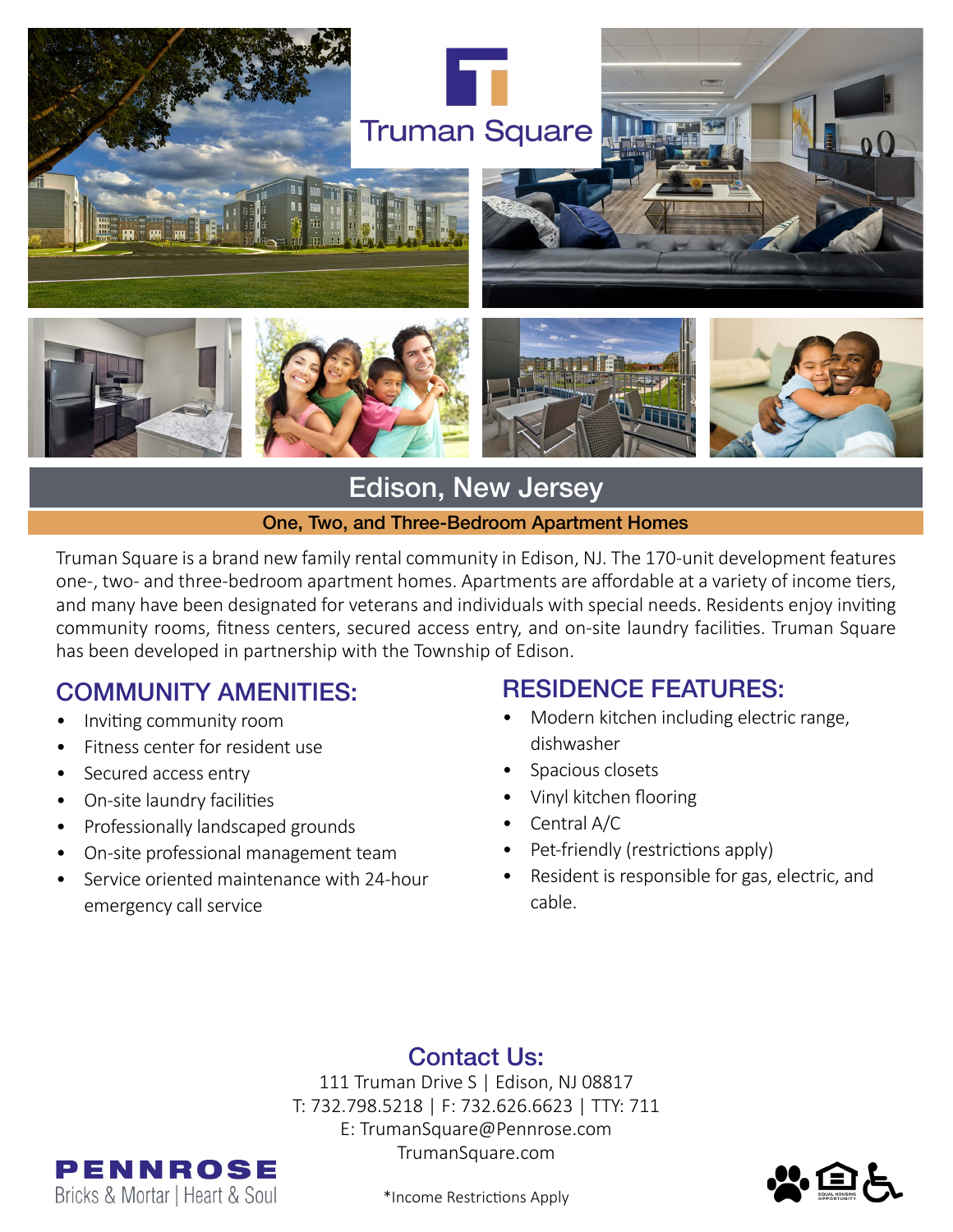# Truman Square

## Edison, New Jersey

**One, Two, and Three-Bedroom Apartment Homes**

Truman Square is a brand new family rental community in Edison, NJ. The 170-unit development features one-, two- and three-bedroom apartment homes. Apartments are affordable at a variety of income tiers, and many have been designated for veterans and individuals with special needs. Residents enjoy inviting community rooms, fitness centers, secured access entry, and on-site laundry facilities. Truman Square has been developed in partnership with the Township of Edison.

## COMMUNITY AMENITIES:

- Inviting community room
- Fitness center for resident use
- Secured access entry
- On-site laundry facilities
- Professionally landscaped grounds
- On-site professional management team
- Service oriented maintenance with 24-hour emergency call service

## RESIDENCE FEATURES:

- Modern kitchen including electric range, dishwasher
- Spacious closets
- Vinyl kitchen flooring
- Central A/C
- Pet-friendly (restrictions apply)
- Resident is responsible for gas, electric, and cable.

## Contact Us:

111 Truman Drive S | Edison, NJ 08817
T: 732.798.5218 | F: 732.626.6623 | TTY: 711
E: TrumanSquare@Pennrose.com
TrumanSquare.com

**PENNROSE**
Bricks & Mortar | Heart & Soul

*Income Restrictions Apply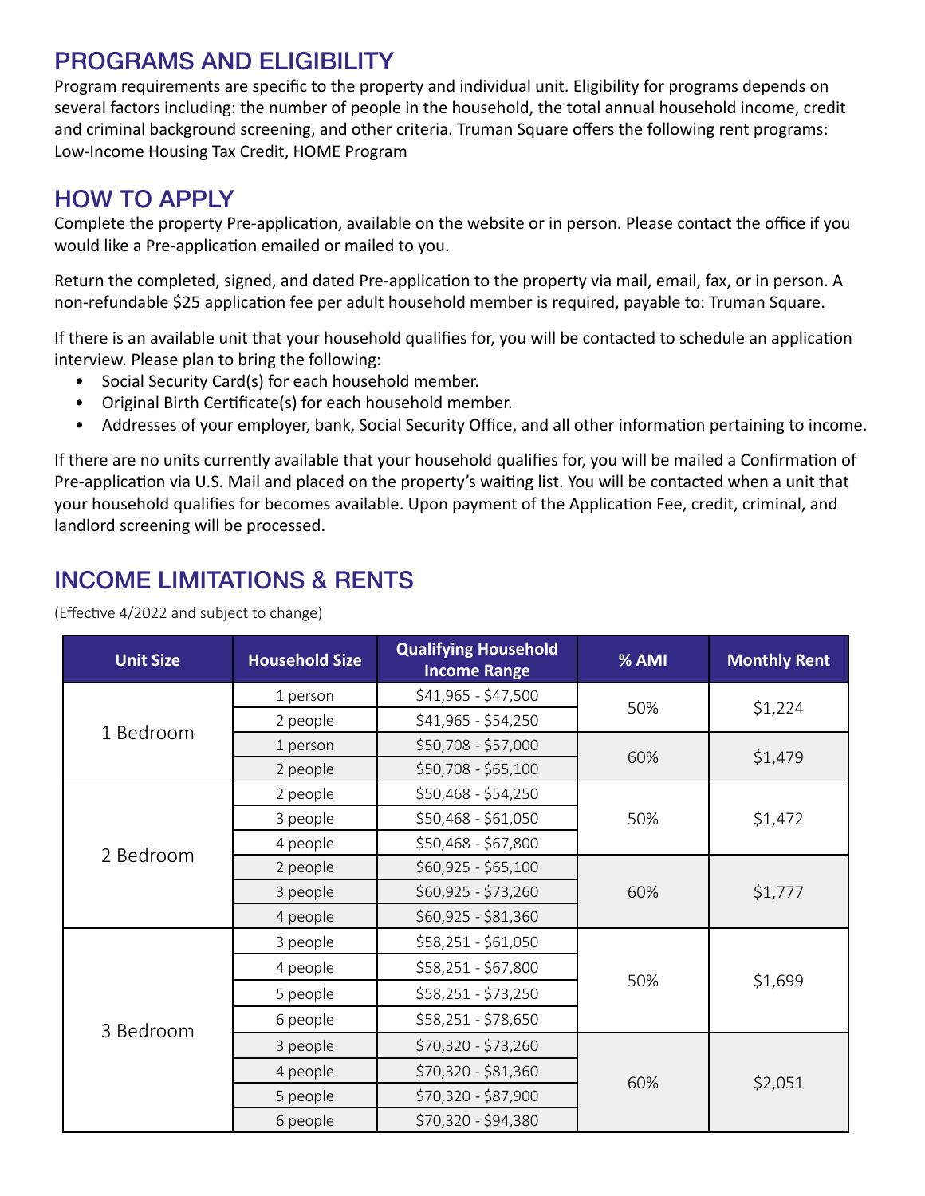## PROGRAMS AND ELIGIBILITY

Program requirements are specific to the property and individual unit. Eligibility for programs depends on several factors including: the number of people in the household, the total annual household income, credit and criminal background screening, and other criteria. Truman Square offers the following rent programs: Low-Income Housing Tax Credit, HOME Program

## HOW TO APPLY

Complete the property Pre-application, available on the website or in person. Please contact the office if you would like a Pre-application emailed or mailed to you.

Return the completed, signed, and dated Pre-application to the property via mail, email, fax, or in person. A non-refundable $25 application fee per adult household member is required, payable to: Truman Square.

If there is an available unit that your household qualifies for, you will be contacted to schedule an application interview. Please plan to bring the following:

- Social Security Card(s) for each household member.
- Original Birth Certificate(s) for each household member.
- Addresses of your employer, bank, Social Security Office, and all other information pertaining to income.

If there are no units currently available that your household qualifies for, you will be mailed a Confirmation of Pre-application via U.S. Mail and placed on the property's waiting list. You will be contacted when a unit that your household qualifies for becomes available. Upon payment of the Application Fee, credit, criminal, and landlord screening will be processed.

## INCOME LIMITATIONS & RENTS

(Effective 4/2022 and subject to change)

| Unit Size | Household Size | Qualifying Household Income Range | % AMI | Monthly Rent |
|---|---|---|---|---|
| 1 Bedroom | 1 person | $41,965 - $47,500 | 50% | $1,224 |
| | 2 people | $41,965 - $54,250 | | |
| | 1 person | $50,708 - $57,000 | 60% | $1,479 |
| | 2 people | $50,708 - $65,100 | | |
| 2 Bedroom | 2 people | $50,468 - $54,250 | 50% | $1,472 |
| | 3 people | $50,468 - $61,050 | | |
| | 4 people | $50,468 - $67,800 | | |
| | 2 people | $60,925 - $65,100 | 60% | $1,777 |
| | 3 people | $60,925 - $73,260 | | |
| | 4 people | $60,925 - $81,360 | | |
| 3 Bedroom | 3 people | $58,251 - $61,050 | 50% | $1,699 |
| | 4 people | $58,251 - $67,800 | | |
| | 5 people | $58,251 - $73,250 | | |
| | 6 people | $58,251 - $78,650 | | |
| | 3 people | $70,320 - $73,260 | 60% | $2,051 |
| | 4 people | $70,320 - $81,360 | | |
| | 5 people | $70,320 - $87,900 | | |
| | 6 people | $70,320 - $94,380 | | |